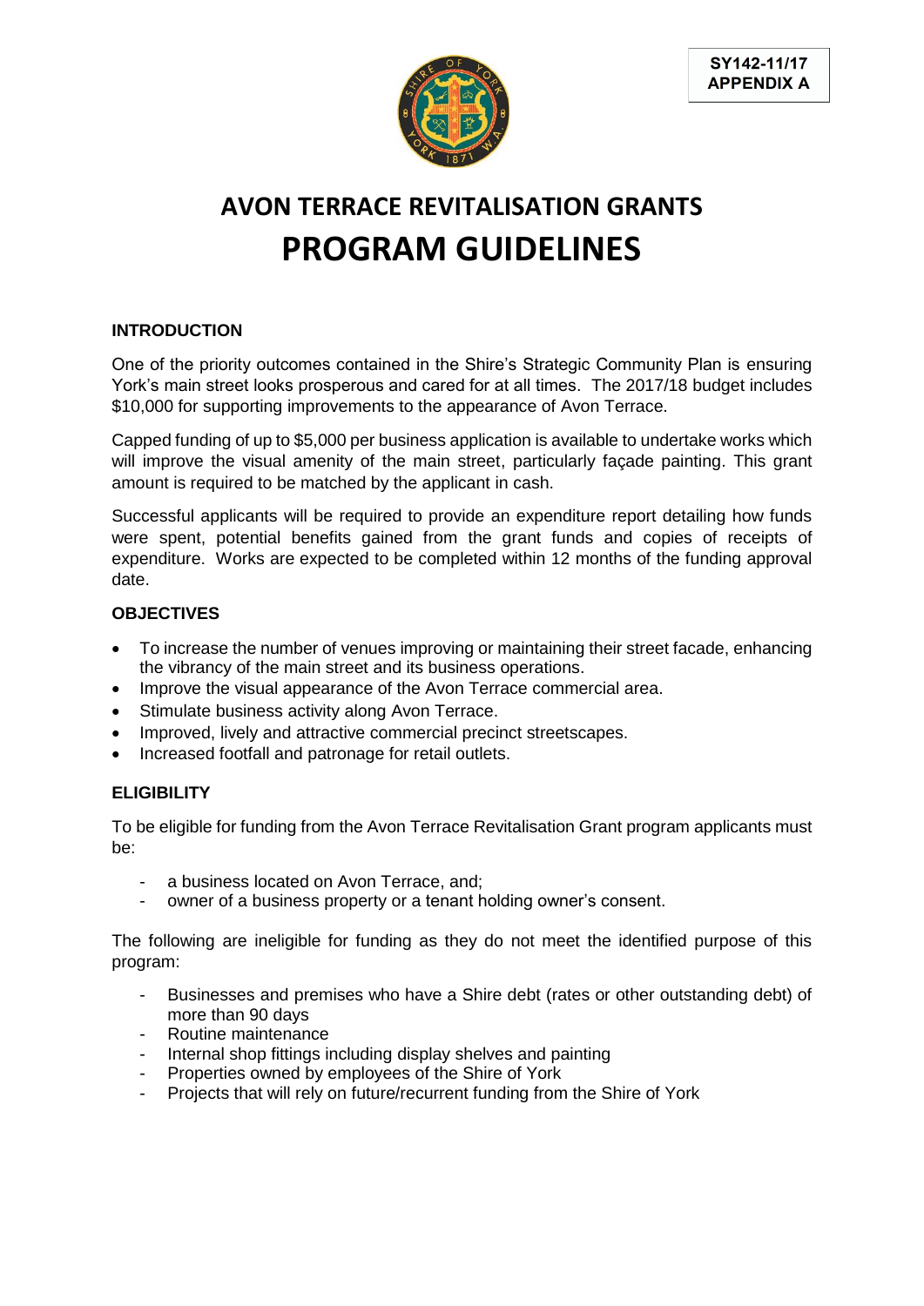SY142-11/17
APPENDIX A

# AVON TERRACE REVITALISATION GRANTS
# PROGRAM GUIDELINES

## INTRODUCTION

One of the priority outcomes contained in the Shire's Strategic Community Plan is ensuring York's main street looks prosperous and cared for at all times. The 2017/18 budget includes $10,000 for supporting improvements to the appearance of Avon Terrace.

Capped funding of up to $5,000 per business application is available to undertake works which will improve the visual amenity of the main street, particularly façade painting. This grant amount is required to be matched by the applicant in cash.

Successful applicants will be required to provide an expenditure report detailing how funds were spent, potential benefits gained from the grant funds and copies of receipts of expenditure. Works are expected to be completed within 12 months of the funding approval date.

## OBJECTIVES

- To increase the number of venues improving or maintaining their street facade, enhancing the vibrancy of the main street and its business operations.
- Improve the visual appearance of the Avon Terrace commercial area.
- Stimulate business activity along Avon Terrace.
- Improved, lively and attractive commercial precinct streetscapes.
- Increased footfall and patronage for retail outlets.

## ELIGIBILITY

To be eligible for funding from the Avon Terrace Revitalisation Grant program applicants must be:

- a business located on Avon Terrace, and;
- owner of a business property or a tenant holding owner's consent.

The following are ineligible for funding as they do not meet the identified purpose of this program:

- Businesses and premises who have a Shire debt (rates or other outstanding debt) of more than 90 days
- Routine maintenance
- Internal shop fittings including display shelves and painting
- Properties owned by employees of the Shire of York
- Projects that will rely on future/recurrent funding from the Shire of York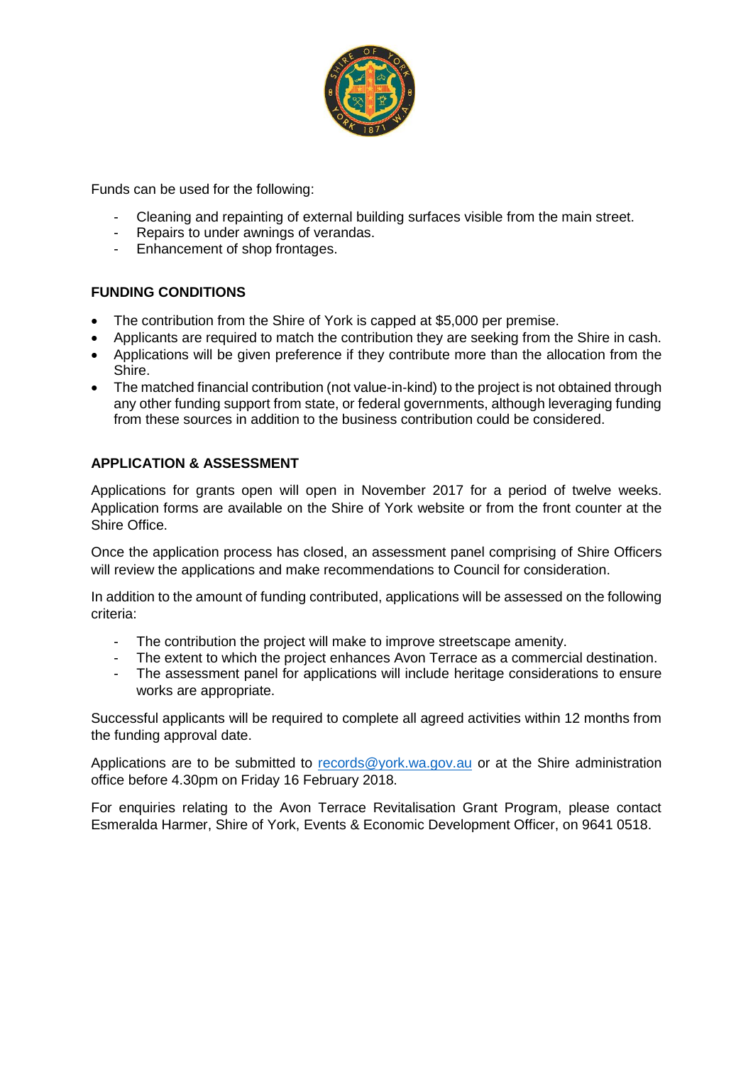Funds can be used for the following:

- Cleaning and repainting of external building surfaces visible from the main street.
- Repairs to under awnings of verandas.
- Enhancement of shop frontages.

## FUNDING CONDITIONS

- The contribution from the Shire of York is capped at $5,000 per premise.
- Applicants are required to match the contribution they are seeking from the Shire in cash.
- Applications will be given preference if they contribute more than the allocation from the Shire.
- The matched financial contribution (not value-in-kind) to the project is not obtained through any other funding support from state, or federal governments, although leveraging funding from these sources in addition to the business contribution could be considered.

## APPLICATION & ASSESSMENT

Applications for grants open will open in November 2017 for a period of twelve weeks. Application forms are available on the Shire of York website or from the front counter at the Shire Office.

Once the application process has closed, an assessment panel comprising of Shire Officers will review the applications and make recommendations to Council for consideration.

In addition to the amount of funding contributed, applications will be assessed on the following criteria:

- The contribution the project will make to improve streetscape amenity.
- The extent to which the project enhances Avon Terrace as a commercial destination.
- The assessment panel for applications will include heritage considerations to ensure works are appropriate.

Successful applicants will be required to complete all agreed activities within 12 months from the funding approval date.

Applications are to be submitted to records@york.wa.gov.au or at the Shire administration office before 4.30pm on Friday 16 February 2018.

For enquiries relating to the Avon Terrace Revitalisation Grant Program, please contact Esmeralda Harmer, Shire of York, Events & Economic Development Officer, on 9641 0518.